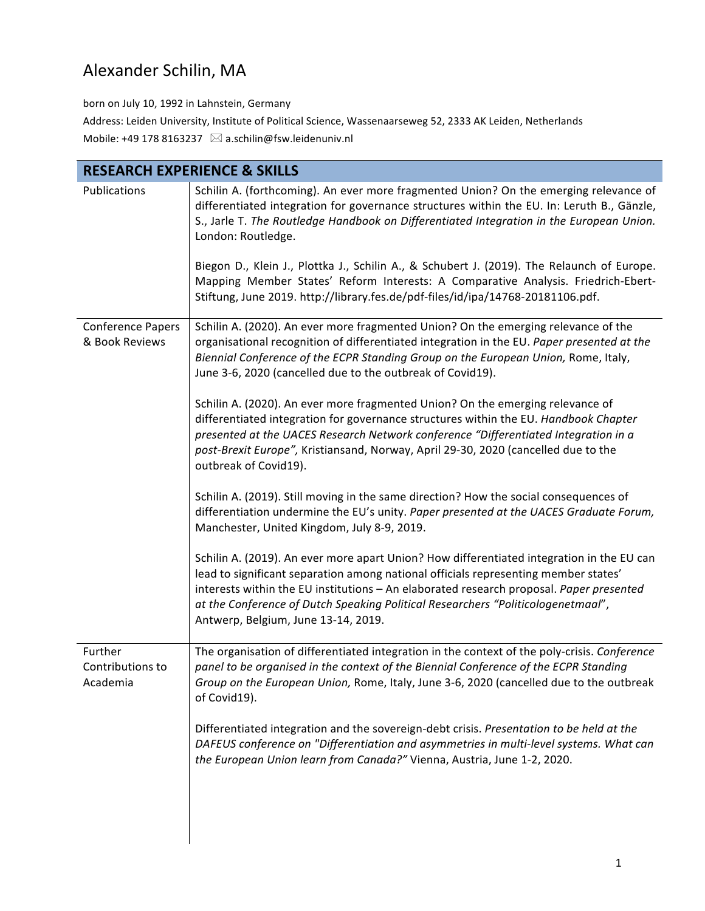# Alexander Schilin, MA

born on July 10, 1992 in Lahnstein, Germany

Address: Leiden University, Institute of Political Science, Wassenaarseweg 52, 2333 AK Leiden, Netherlands

Mobile: +49 178 8163237 ✉ a.schilin@fsw.leidenuniv.nl

## RESEARCH EXPERIENCE & SKILLS

| | |
|---|---|
| Publications | Schilin A. (forthcoming). An ever more fragmented Union? On the emerging relevance of differentiated integration for governance structures within the EU. In: Leruth B., Gänzle, S., Jarle T. *The Routledge Handbook on Differentiated Integration in the European Union.* London: Routledge.<br><br>Biegon D., Klein J., Plottka J., Schilin A., & Schubert J. (2019). The Relaunch of Europe. Mapping Member States' Reform Interests: A Comparative Analysis. Friedrich-Ebert-Stiftung, June 2019. http://library.fes.de/pdf-files/id/ipa/14768-20181106.pdf. |
| Conference Papers & Book Reviews | Schilin A. (2020). An ever more fragmented Union? On the emerging relevance of the organisational recognition of differentiated integration in the EU. *Paper presented at the Biennial Conference of the ECPR Standing Group on the European Union,* Rome, Italy, June 3-6, 2020 (cancelled due to the outbreak of Covid19).<br><br>Schilin A. (2020). An ever more fragmented Union? On the emerging relevance of differentiated integration for governance structures within the EU. *Handbook Chapter presented at the UACES Research Network conference "Differentiated Integration in a post-Brexit Europe",* Kristiansand, Norway, April 29-30, 2020 (cancelled due to the outbreak of Covid19).<br><br>Schilin A. (2019). Still moving in the same direction? How the social consequences of differentiation undermine the EU's unity. *Paper presented at the UACES Graduate Forum,* Manchester, United Kingdom, July 8-9, 2019.<br><br>Schilin A. (2019). An ever more apart Union? How differentiated integration in the EU can lead to significant separation among national officials representing member states' interests within the EU institutions – An elaborated research proposal. *Paper presented at the Conference of Dutch Speaking Political Researchers "Politicologenetmaal"*, Antwerp, Belgium, June 13-14, 2019. |
| Further Contributions to Academia | The organisation of differentiated integration in the context of the poly-crisis. *Conference panel to be organised in the context of the Biennial Conference of the ECPR Standing Group on the European Union,* Rome, Italy, June 3-6, 2020 (cancelled due to the outbreak of Covid19).<br><br>Differentiated integration and the sovereign-debt crisis. *Presentation to be held at the DAFEUS conference on "Differentiation and asymmetries in multi-level systems. What can the European Union learn from Canada?"* Vienna, Austria, June 1-2, 2020. |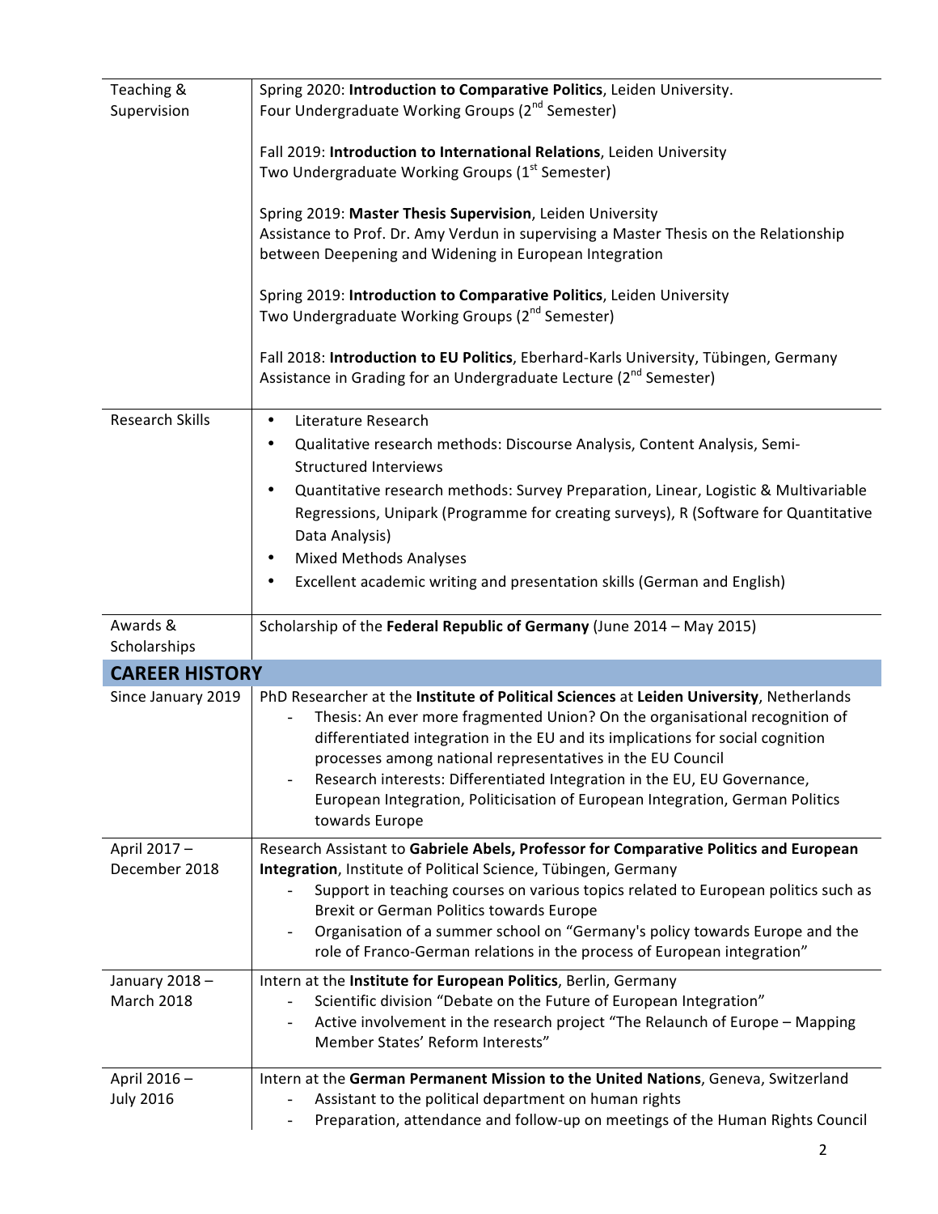| | |
|---|---|
| Teaching & Supervision | Spring 2020: **Introduction to Comparative Politics**, Leiden University.<br>Four Undergraduate Working Groups (2nd Semester)<br><br>Fall 2019: **Introduction to International Relations**, Leiden University<br>Two Undergraduate Working Groups (1st Semester)<br><br>Spring 2019: **Master Thesis Supervision**, Leiden University<br>Assistance to Prof. Dr. Amy Verdun in supervising a Master Thesis on the Relationship between Deepening and Widening in European Integration<br><br>Spring 2019: **Introduction to Comparative Politics**, Leiden University<br>Two Undergraduate Working Groups (2nd Semester)<br><br>Fall 2018: **Introduction to EU Politics**, Eberhard-Karls University, Tübingen, Germany<br>Assistance in Grading for an Undergraduate Lecture (2nd Semester) |
| Research Skills | • Literature Research<br>• Qualitative research methods: Discourse Analysis, Content Analysis, Semi-Structured Interviews<br>• Quantitative research methods: Survey Preparation, Linear, Logistic & Multivariable Regressions, Unipark (Programme for creating surveys), R (Software for Quantitative Data Analysis)<br>• Mixed Methods Analyses<br>• Excellent academic writing and presentation skills (German and English) |
| Awards & Scholarships | Scholarship of the **Federal Republic of Germany** (June 2014 – May 2015) |

## CAREER HISTORY

| | |
|---|---|
| Since January 2019 | PhD Researcher at the **Institute of Political Sciences** at **Leiden University**, Netherlands<br>- Thesis: An ever more fragmented Union? On the organisational recognition of differentiated integration in the EU and its implications for social cognition processes among national representatives in the EU Council<br>- Research interests: Differentiated Integration in the EU, EU Governance, European Integration, Politicisation of European Integration, German Politics towards Europe |
| April 2017 – December 2018 | Research Assistant to **Gabriele Abels, Professor for Comparative Politics and European Integration**, Institute of Political Science, Tübingen, Germany<br>- Support in teaching courses on various topics related to European politics such as Brexit or German Politics towards Europe<br>- Organisation of a summer school on "Germany's policy towards Europe and the role of Franco-German relations in the process of European integration" |
| January 2018 – March 2018 | Intern at the **Institute for European Politics**, Berlin, Germany<br>- Scientific division "Debate on the Future of European Integration"<br>- Active involvement in the research project "The Relaunch of Europe – Mapping Member States' Reform Interests" |
| April 2016 – July 2016 | Intern at the **German Permanent Mission to the United Nations**, Geneva, Switzerland<br>- Assistant to the political department on human rights<br>- Preparation, attendance and follow-up on meetings of the Human Rights Council |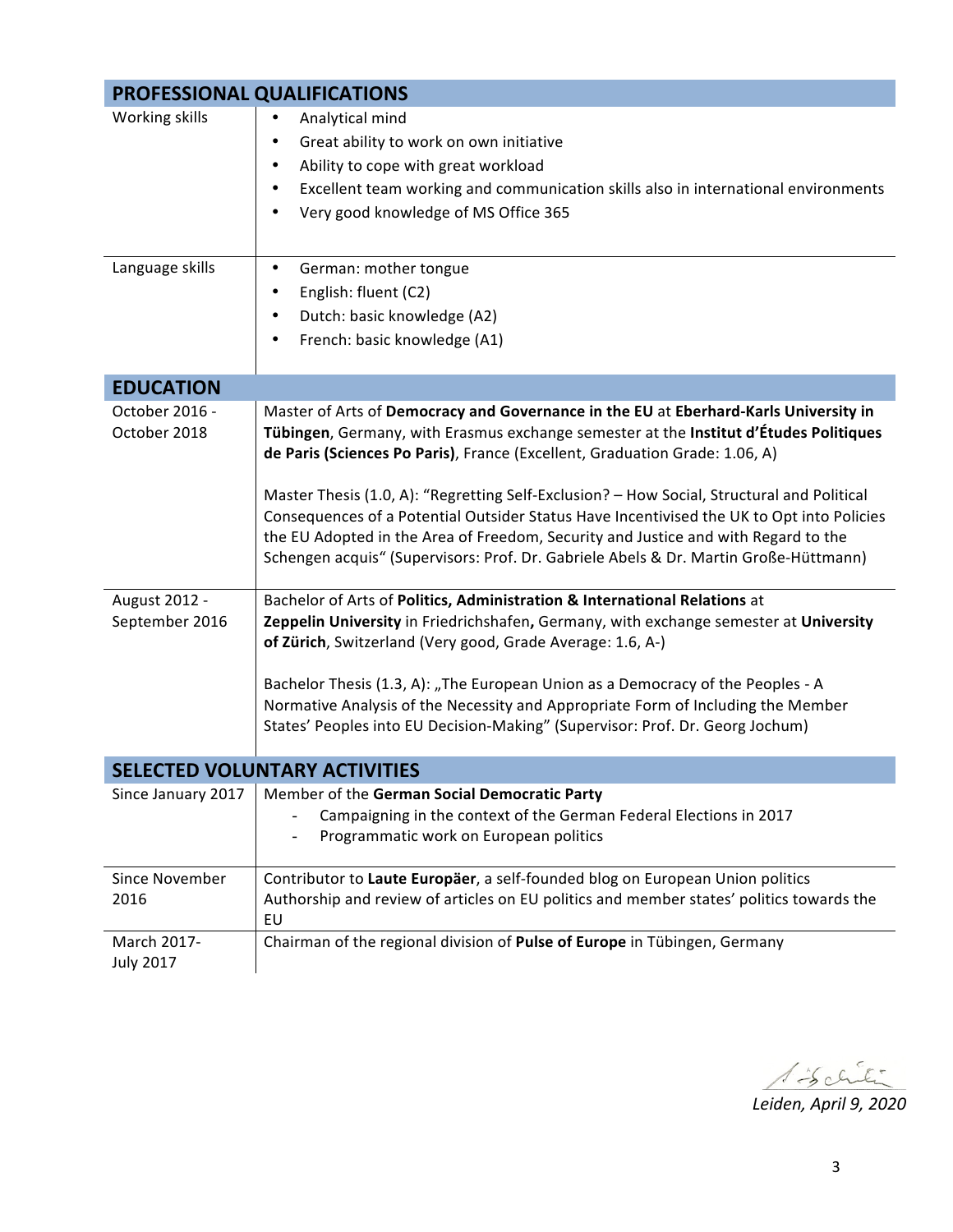## PROFESSIONAL QUALIFICATIONS

| | |
|---|---|
| Working skills | • Analytical mind<br>• Great ability to work on own initiative<br>• Ability to cope with great workload<br>• Excellent team working and communication skills also in international environments<br>• Very good knowledge of MS Office 365 |
| Language skills | • German: mother tongue<br>• English: fluent (C2)<br>• Dutch: basic knowledge (A2)<br>• French: basic knowledge (A1) |

## EDUCATION

| | |
|---|---|
| October 2016 - October 2018 | Master of Arts of **Democracy and Governance in the EU** at **Eberhard-Karls University in Tübingen**, Germany, with Erasmus exchange semester at the **Institut d'Études Politiques de Paris (Sciences Po Paris)**, France (Excellent, Graduation Grade: 1.06, A)<br><br>Master Thesis (1.0, A): "Regretting Self-Exclusion? – How Social, Structural and Political Consequences of a Potential Outsider Status Have Incentivised the UK to Opt into Policies the EU Adopted in the Area of Freedom, Security and Justice and with Regard to the Schengen acquis" (Supervisors: Prof. Dr. Gabriele Abels & Dr. Martin Große-Hüttmann) |
| August 2012 - September 2016 | Bachelor of Arts of **Politics, Administration & International Relations** at **Zeppelin University** in Friedrichshafen**,** Germany, with exchange semester at **University of Zürich**, Switzerland (Very good, Grade Average: 1.6, A-)<br><br>Bachelor Thesis (1.3, A): „The European Union as a Democracy of the Peoples - A Normative Analysis of the Necessity and Appropriate Form of Including the Member States' Peoples into EU Decision-Making" (Supervisor: Prof. Dr. Georg Jochum) |

## SELECTED VOLUNTARY ACTIVITIES

| | |
|---|---|
| Since January 2017 | Member of the **German Social Democratic Party**<br>- Campaigning in the context of the German Federal Elections in 2017<br>- Programmatic work on European politics |
| Since November 2016 | Contributor to **Laute Europäer**, a self-founded blog on European Union politics<br>Authorship and review of articles on EU politics and member states' politics towards the EU |
| March 2017- July 2017 | Chairman of the regional division of **Pulse of Europe** in Tübingen, Germany |

*Leiden, April 9, 2020*